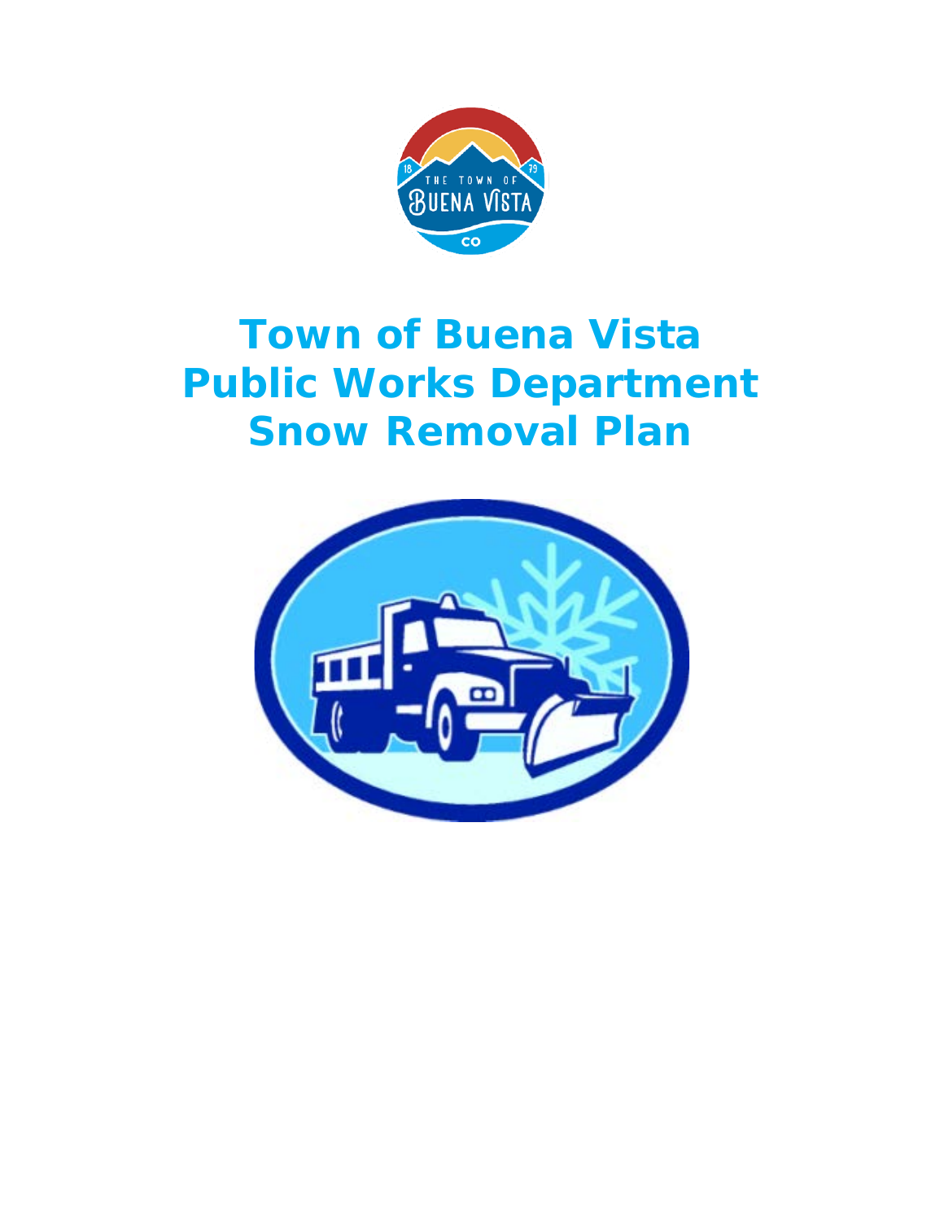# Town of Buena Vista
# Public Works Department
# Snow Removal Plan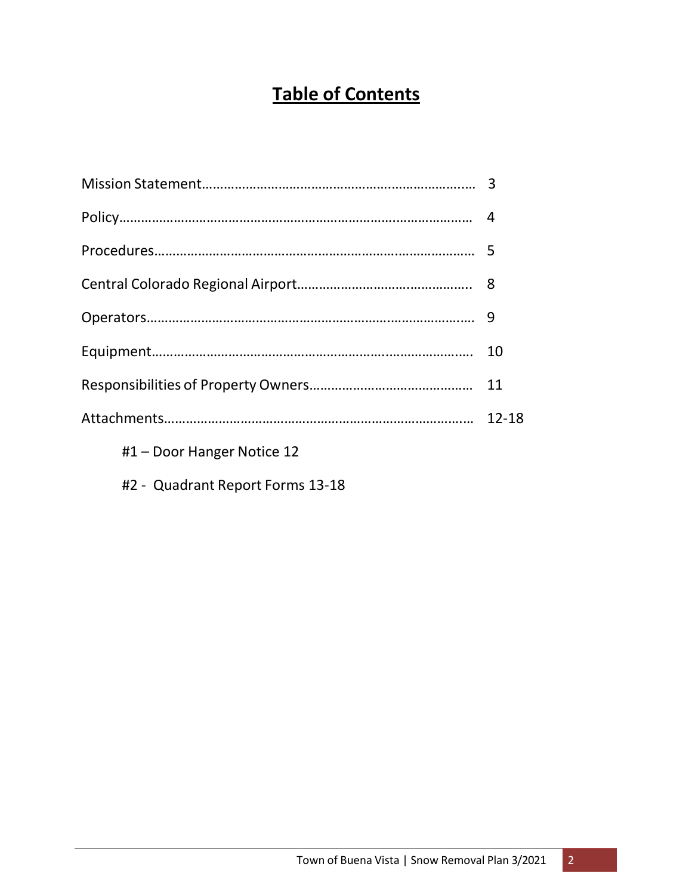# Table of Contents

Mission Statement……………………………………………………………… 3

Policy……………………………………………………………………………… 4

Procedures……………………………………………………………………… 5

Central Colorado Regional Airport………………………………………… 8

Operators………………………………………………………………………… 9

Equipment……………………………………………………………………… 10

Responsibilities of Property Owners……………………………………… 11

Attachments…………………………………………………………………… 12-18

- #1 – Door Hanger Notice 12
- #2 - Quadrant Report Forms 13-18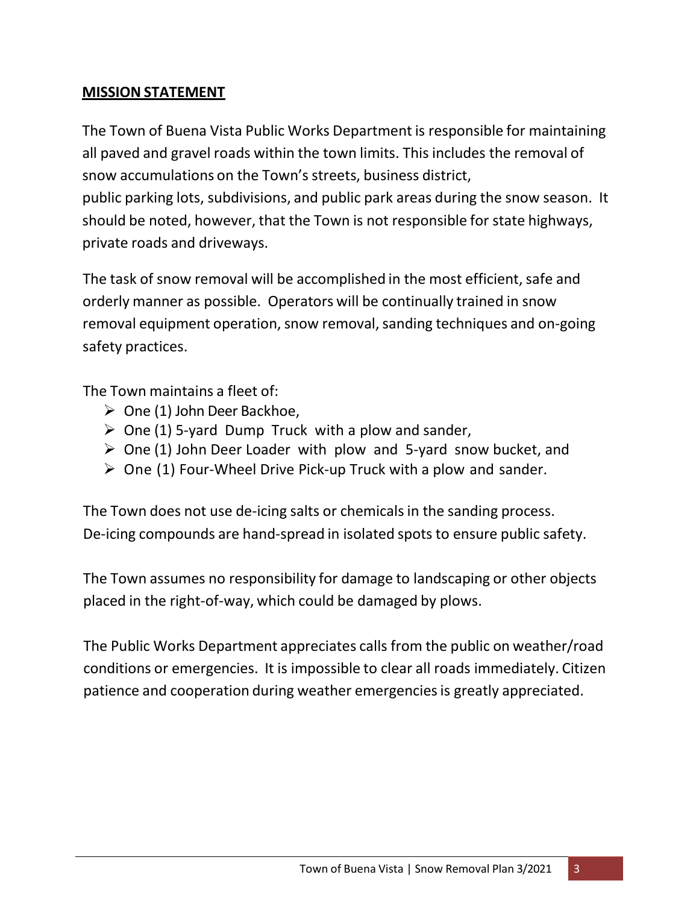## MISSION STATEMENT

The Town of Buena Vista Public Works Department is responsible for maintaining all paved and gravel roads within the town limits. This includes the removal of snow accumulations on the Town's streets, business district, public parking lots, subdivisions, and public park areas during the snow season. It should be noted, however, that the Town is not responsible for state highways, private roads and driveways.

The task of snow removal will be accomplished in the most efficient, safe and orderly manner as possible. Operators will be continually trained in snow removal equipment operation, snow removal, sanding techniques and on-going safety practices.

The Town maintains a fleet of:

- One (1) John Deer Backhoe,
- One (1) 5-yard Dump Truck with a plow and sander,
- One (1) John Deer Loader with plow and 5-yard snow bucket, and
- One (1) Four-Wheel Drive Pick-up Truck with a plow and sander.

The Town does not use de-icing salts or chemicals in the sanding process. De-icing compounds are hand-spread in isolated spots to ensure public safety.

The Town assumes no responsibility for damage to landscaping or other objects placed in the right-of-way, which could be damaged by plows.

The Public Works Department appreciates calls from the public on weather/road conditions or emergencies. It is impossible to clear all roads immediately. Citizen patience and cooperation during weather emergencies is greatly appreciated.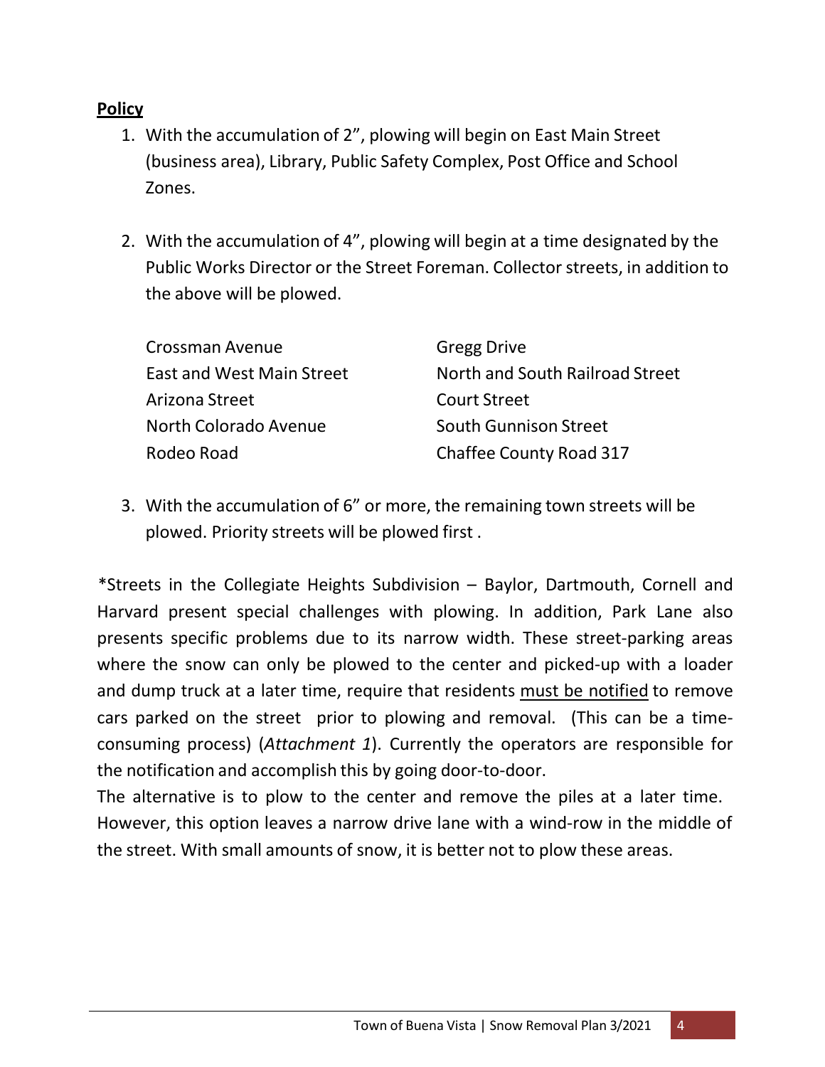**Policy**

1. With the accumulation of 2”, plowing will begin on East Main Street (business area), Library, Public Safety Complex, Post Office and School Zones.

2. With the accumulation of 4”, plowing will begin at a time designated by the Public Works Director or the Street Foreman. Collector streets, in addition to the above will be plowed.

| | |
|---|---|
| Crossman Avenue | Gregg Drive |
| East and West Main Street | North and South Railroad Street |
| Arizona Street | Court Street |
| North Colorado Avenue | South Gunnison Street |
| Rodeo Road | Chaffee County Road 317 |

3. With the accumulation of 6” or more, the remaining town streets will be plowed. Priority streets will be plowed first .

*Streets in the Collegiate Heights Subdivision – Baylor, Dartmouth, Cornell and Harvard present special challenges with plowing. In addition, Park Lane also presents specific problems due to its narrow width. These street-parking areas where the snow can only be plowed to the center and picked-up with a loader and dump truck at a later time, require that residents <u>must be notified</u> to remove cars parked on the street prior to plowing and removal. (This can be a time-consuming process) (*Attachment 1*). Currently the operators are responsible for the notification and accomplish this by going door-to-door.

The alternative is to plow to the center and remove the piles at a later time. However, this option leaves a narrow drive lane with a wind-row in the middle of the street. With small amounts of snow, it is better not to plow these areas.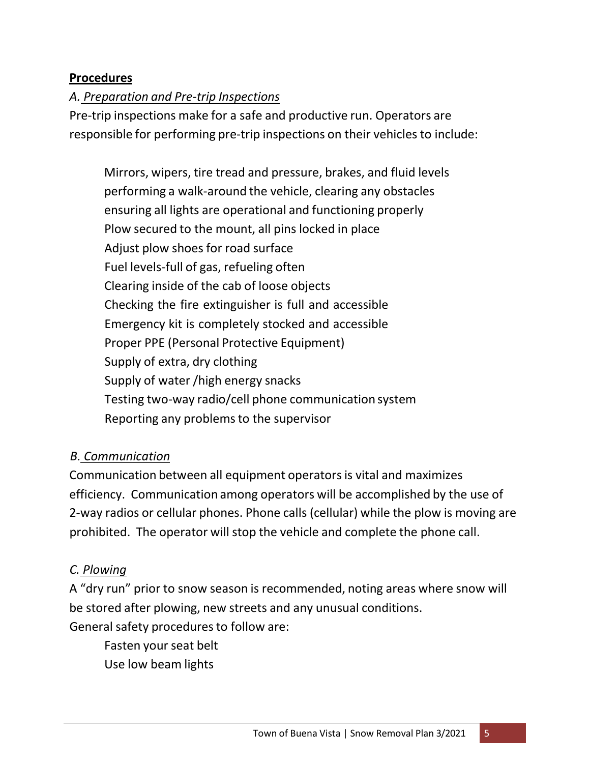**Procedures**

*A. Preparation and Pre-trip Inspections*

Pre-trip inspections make for a safe and productive run. Operators are responsible for performing pre-trip inspections on their vehicles to include:

Mirrors, wipers, tire tread and pressure, brakes, and fluid levels
performing a walk-around the vehicle, clearing any obstacles
ensuring all lights are operational and functioning properly
Plow secured to the mount, all pins locked in place
Adjust plow shoes for road surface
Fuel levels-full of gas, refueling often
Clearing inside of the cab of loose objects
Checking the fire extinguisher is full and accessible
Emergency kit is completely stocked and accessible
Proper PPE (Personal Protective Equipment)
Supply of extra, dry clothing
Supply of water /high energy snacks
Testing two-way radio/cell phone communication system
Reporting any problems to the supervisor

*B. Communication*

Communication between all equipment operators is vital and maximizes efficiency. Communication among operators will be accomplished by the use of 2-way radios or cellular phones. Phone calls (cellular) while the plow is moving are prohibited. The operator will stop the vehicle and complete the phone call.

*C. Plowing*

A "dry run" prior to snow season is recommended, noting areas where snow will be stored after plowing, new streets and any unusual conditions.
General safety procedures to follow are:

Fasten your seat belt
Use low beam lights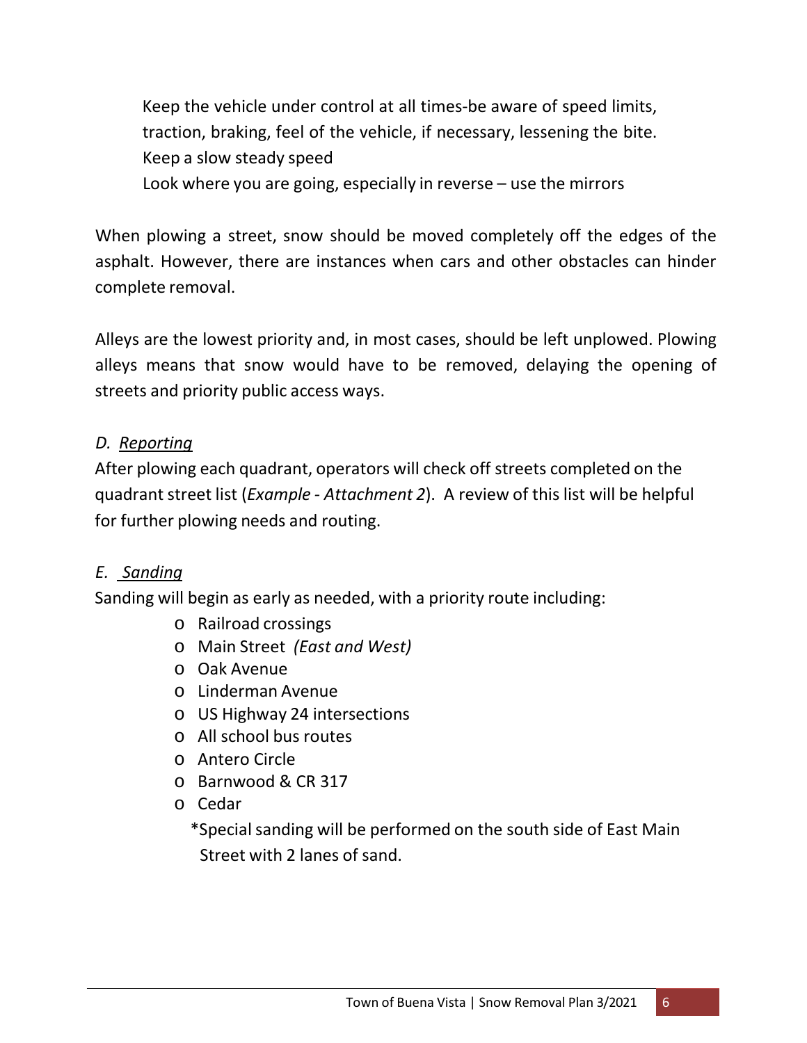Keep the vehicle under control at all times-be aware of speed limits, traction, braking, feel of the vehicle, if necessary, lessening the bite.
Keep a slow steady speed
Look where you are going, especially in reverse – use the mirrors

When plowing a street, snow should be moved completely off the edges of the asphalt. However, there are instances when cars and other obstacles can hinder complete removal.

Alleys are the lowest priority and, in most cases, should be left unplowed. Plowing alleys means that snow would have to be removed, delaying the opening of streets and priority public access ways.

### *D. Reporting*

After plowing each quadrant, operators will check off streets completed on the quadrant street list (*Example - Attachment 2*). A review of this list will be helpful for further plowing needs and routing.

### *E. Sanding*

Sanding will begin as early as needed, with a priority route including:

- Railroad crossings
- Main Street *(East and West)*
- Oak Avenue
- Linderman Avenue
- US Highway 24 intersections
- All school bus routes
- Antero Circle
- Barnwood & CR 317
- Cedar

*Special sanding will be performed on the south side of East Main Street with 2 lanes of sand.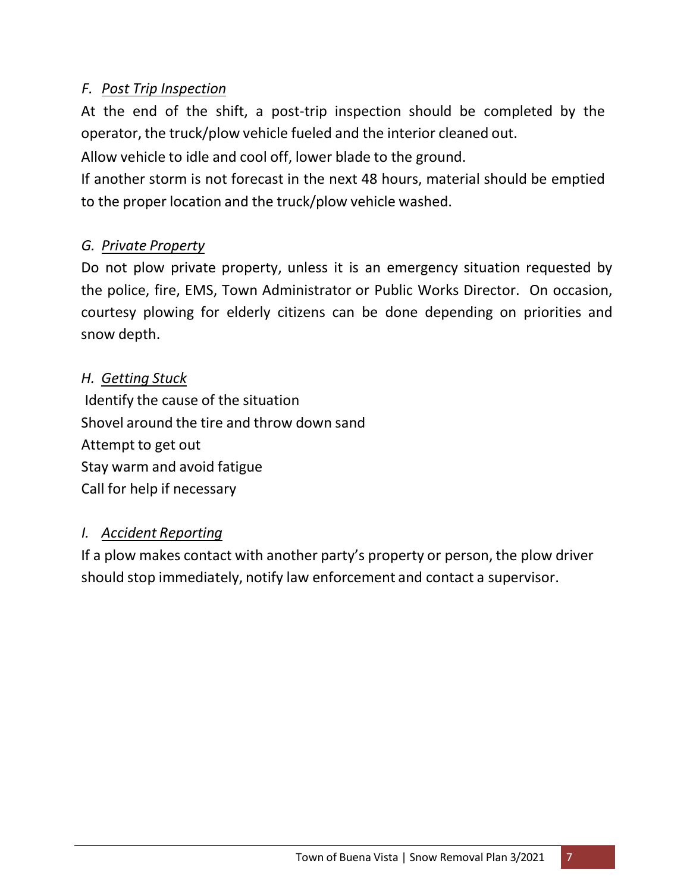*F. <u>Post Trip Inspection</u>*

At the end of the shift, a post-trip inspection should be completed by the operator, the truck/plow vehicle fueled and the interior cleaned out.

Allow vehicle to idle and cool off, lower blade to the ground.

If another storm is not forecast in the next 48 hours, material should be emptied to the proper location and the truck/plow vehicle washed.

*G. <u>Private Property</u>*

Do not plow private property, unless it is an emergency situation requested by the police, fire, EMS, Town Administrator or Public Works Director. On occasion, courtesy plowing for elderly citizens can be done depending on priorities and snow depth.

*H. <u>Getting Stuck</u>*

Identify the cause of the situation
Shovel around the tire and throw down sand
Attempt to get out
Stay warm and avoid fatigue
Call for help if necessary

*I. <u>Accident Reporting</u>*

If a plow makes contact with another party's property or person, the plow driver should stop immediately, notify law enforcement and contact a supervisor.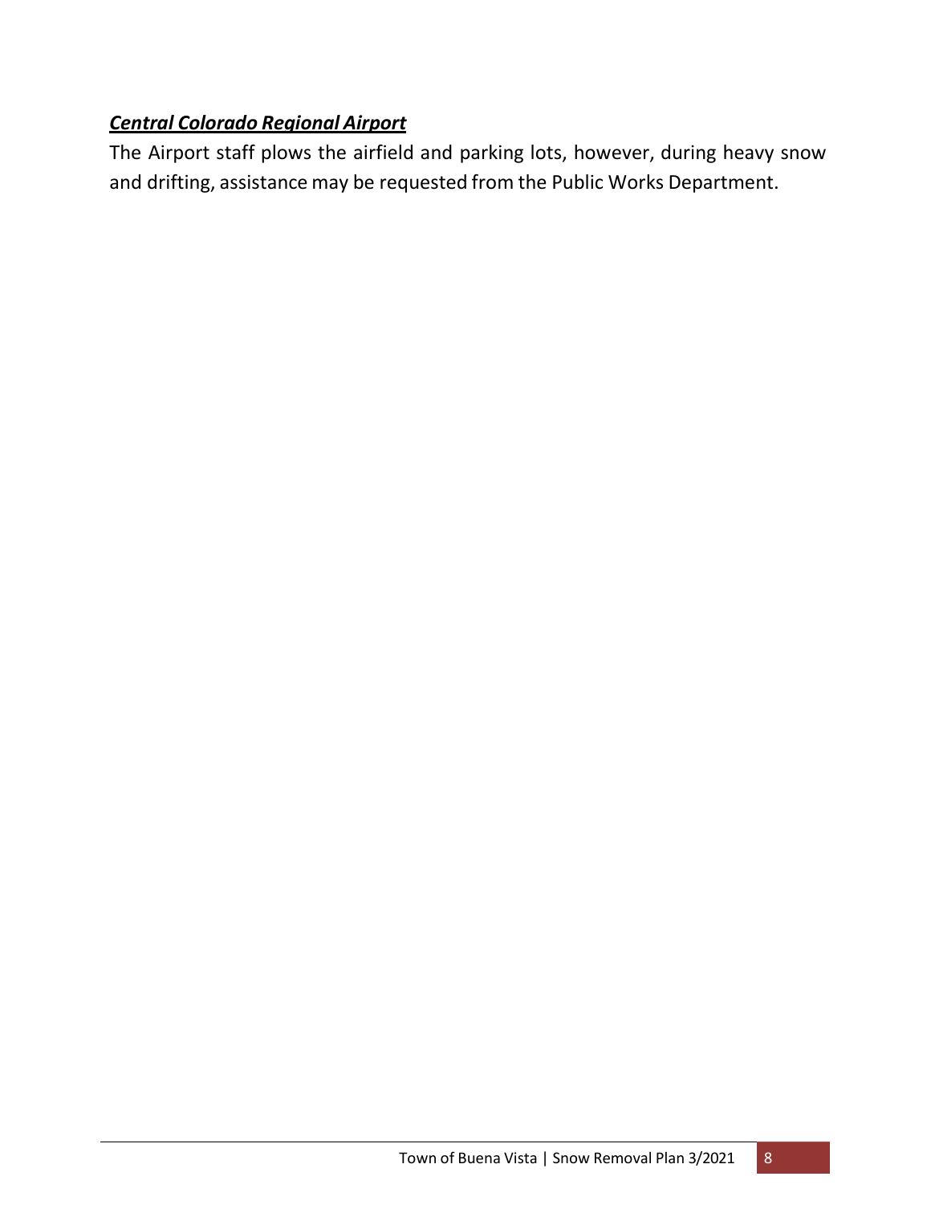***Central Colorado Regional Airport***

The Airport staff plows the airfield and parking lots, however, during heavy snow and drifting, assistance may be requested from the Public Works Department.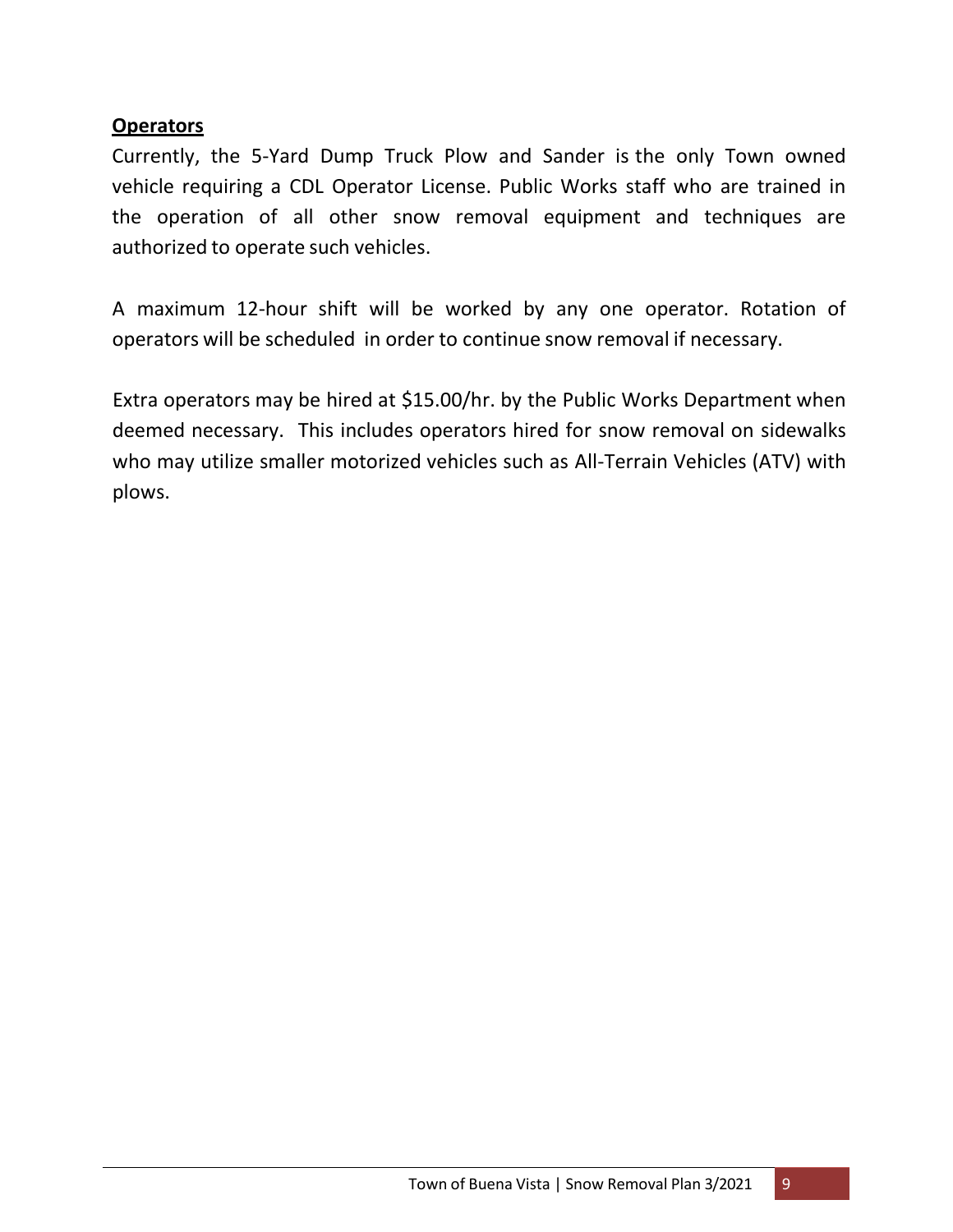**Operators**

Currently, the 5-Yard Dump Truck Plow and Sander is the only Town owned vehicle requiring a CDL Operator License. Public Works staff who are trained in the operation of all other snow removal equipment and techniques are authorized to operate such vehicles.

A maximum 12-hour shift will be worked by any one operator. Rotation of operators will be scheduled in order to continue snow removal if necessary.

Extra operators may be hired at $15.00/hr. by the Public Works Department when deemed necessary. This includes operators hired for snow removal on sidewalks who may utilize smaller motorized vehicles such as All-Terrain Vehicles (ATV) with plows.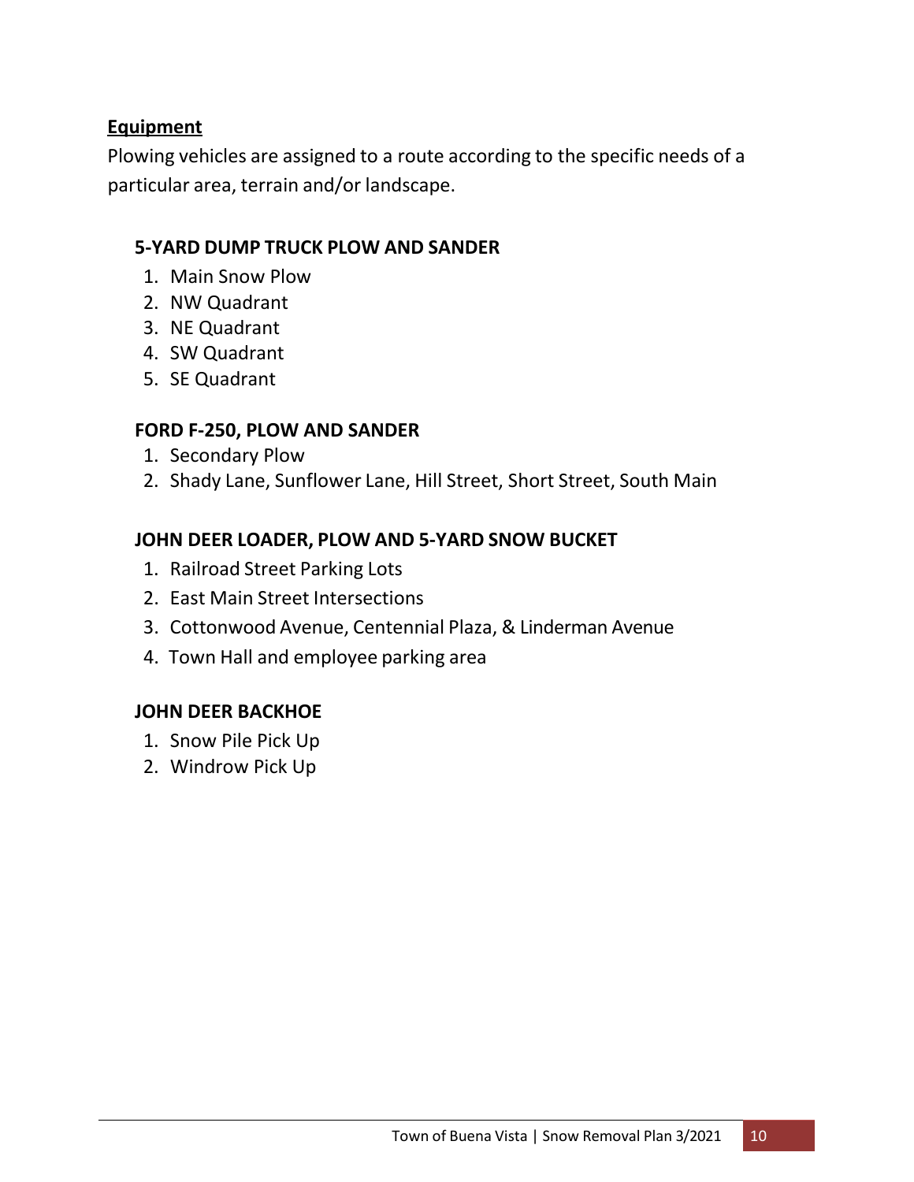## Equipment

Plowing vehicles are assigned to a route according to the specific needs of a particular area, terrain and/or landscape.

### 5-YARD DUMP TRUCK PLOW AND SANDER

1. Main Snow Plow
2. NW Quadrant
3. NE Quadrant
4. SW Quadrant
5. SE Quadrant

### FORD F-250, PLOW AND SANDER

1. Secondary Plow
2. Shady Lane, Sunflower Lane, Hill Street, Short Street, South Main

### JOHN DEER LOADER, PLOW AND 5-YARD SNOW BUCKET

1. Railroad Street Parking Lots
2. East Main Street Intersections
3. Cottonwood Avenue, Centennial Plaza, & Linderman Avenue
4. Town Hall and employee parking area

### JOHN DEER BACKHOE

1. Snow Pile Pick Up
2. Windrow Pick Up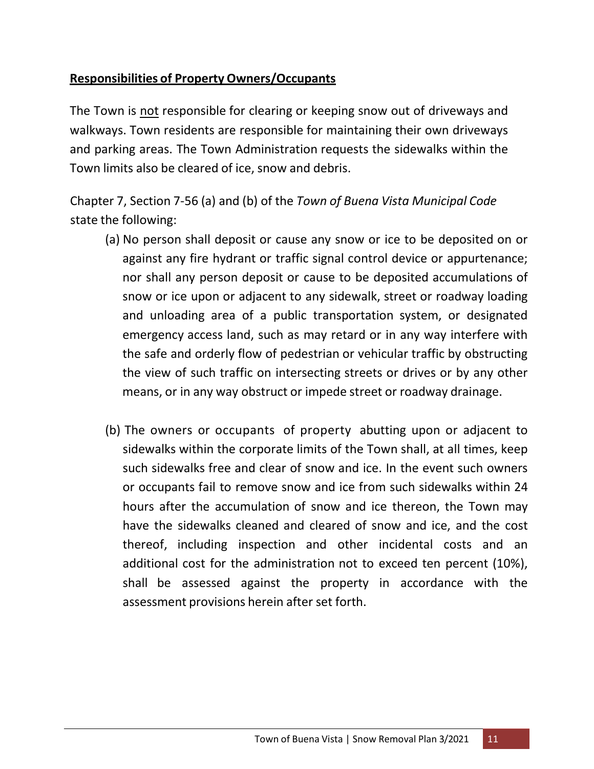## **Responsibilities of Property Owners/Occupants**

The Town is not responsible for clearing or keeping snow out of driveways and walkways. Town residents are responsible for maintaining their own driveways and parking areas. The Town Administration requests the sidewalks within the Town limits also be cleared of ice, snow and debris.

Chapter 7, Section 7-56 (a) and (b) of the *Town of Buena Vista Municipal Code* state the following:

(a) No person shall deposit or cause any snow or ice to be deposited on or against any fire hydrant or traffic signal control device or appurtenance; nor shall any person deposit or cause to be deposited accumulations of snow or ice upon or adjacent to any sidewalk, street or roadway loading and unloading area of a public transportation system, or designated emergency access land, such as may retard or in any way interfere with the safe and orderly flow of pedestrian or vehicular traffic by obstructing the view of such traffic on intersecting streets or drives or by any other means, or in any way obstruct or impede street or roadway drainage.

(b) The owners or occupants of property abutting upon or adjacent to sidewalks within the corporate limits of the Town shall, at all times, keep such sidewalks free and clear of snow and ice. In the event such owners or occupants fail to remove snow and ice from such sidewalks within 24 hours after the accumulation of snow and ice thereon, the Town may have the sidewalks cleaned and cleared of snow and ice, and the cost thereof, including inspection and other incidental costs and an additional cost for the administration not to exceed ten percent (10%), shall be assessed against the property in accordance with the assessment provisions herein after set forth.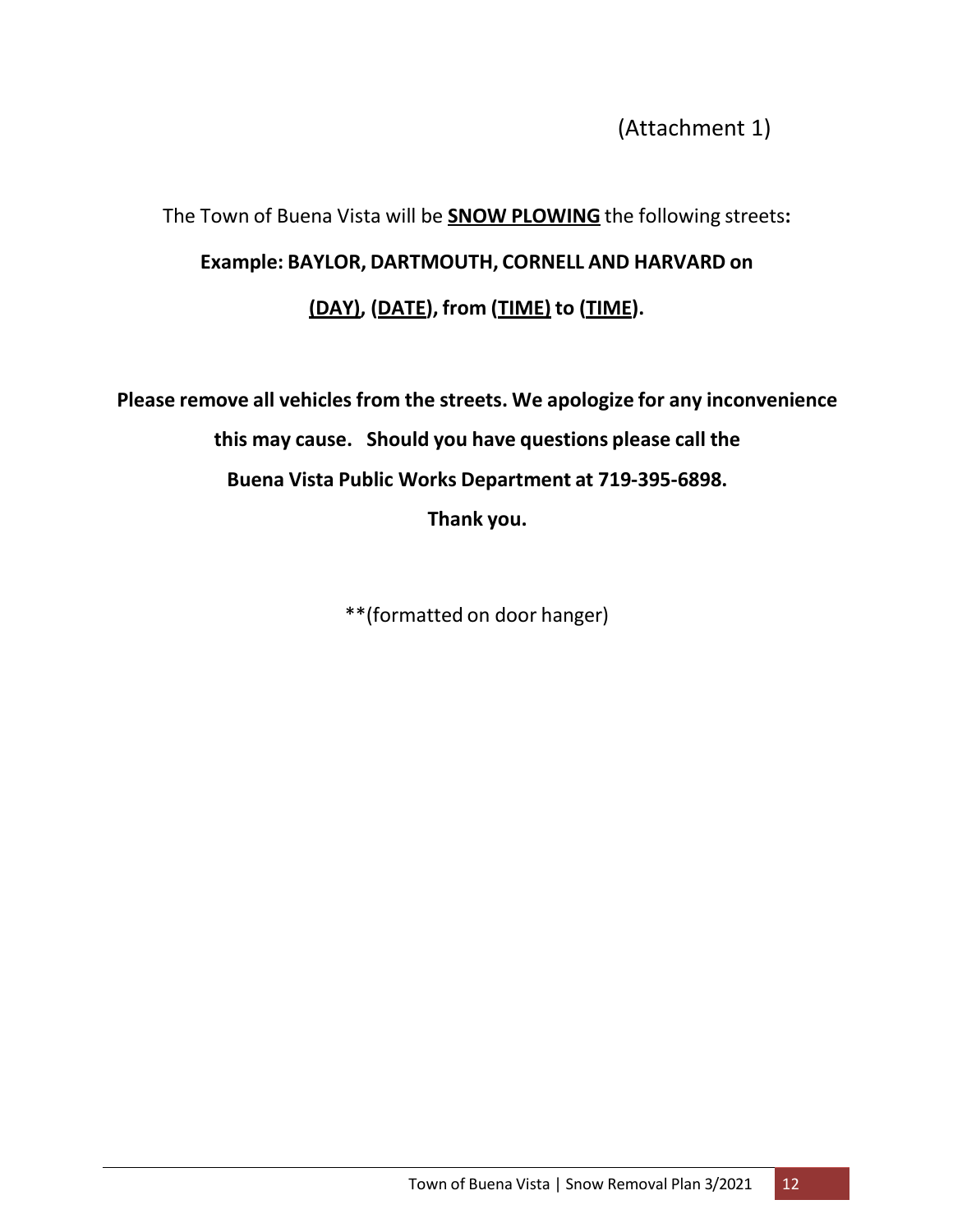(Attachment 1)

The Town of Buena Vista will be **<u>SNOW PLOWING</u>** the following streets**:**

**Example: BAYLOR, DARTMOUTH, CORNELL AND HARVARD on**

**<u>(DAY)</u>, (<u>DATE</u>), from (<u>TIME)</u> to (<u>TIME</u>).**

**Please remove all vehicles from the streets. We apologize for any inconvenience this may cause. Should you have questions please call the Buena Vista Public Works Department at 719-395-6898.**

**Thank you.**

**(formatted on door hanger)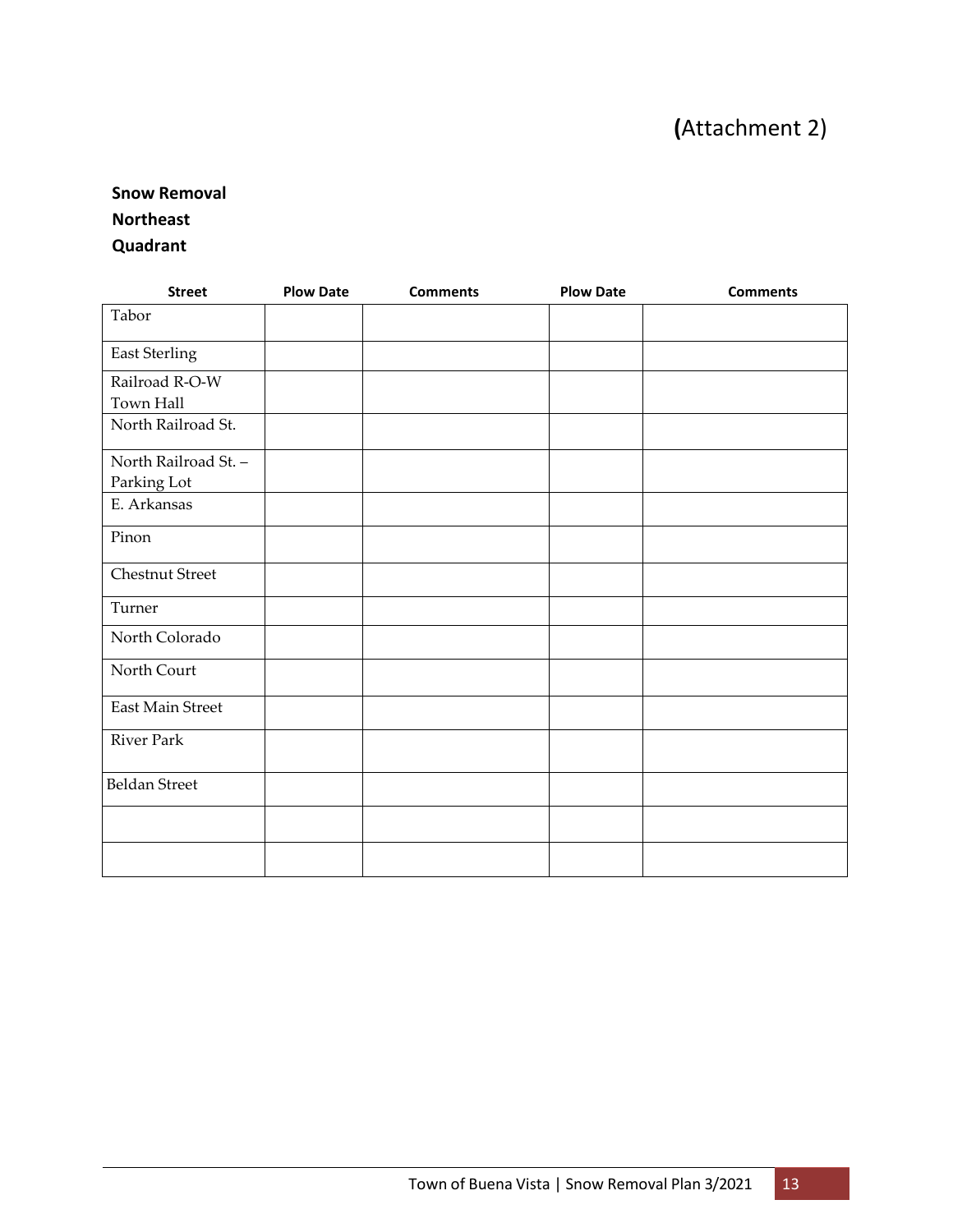(Attachment 2)

**Snow Removal**
**Northeast**
**Quadrant**

| Street | Plow Date | Comments | Plow Date | Comments |
|---|---|---|---|---|
| Tabor | | | | |
| East Sterling | | | | |
| Railroad R-O-W Town Hall | | | | |
| North Railroad St. | | | | |
| North Railroad St. – Parking Lot | | | | |
| E. Arkansas | | | | |
| Pinon | | | | |
| Chestnut Street | | | | |
| Turner | | | | |
| North Colorado | | | | |
| North Court | | | | |
| East Main Street | | | | |
| River Park | | | | |
| Beldan Street | | | | |
| | | | | |
| | | | | |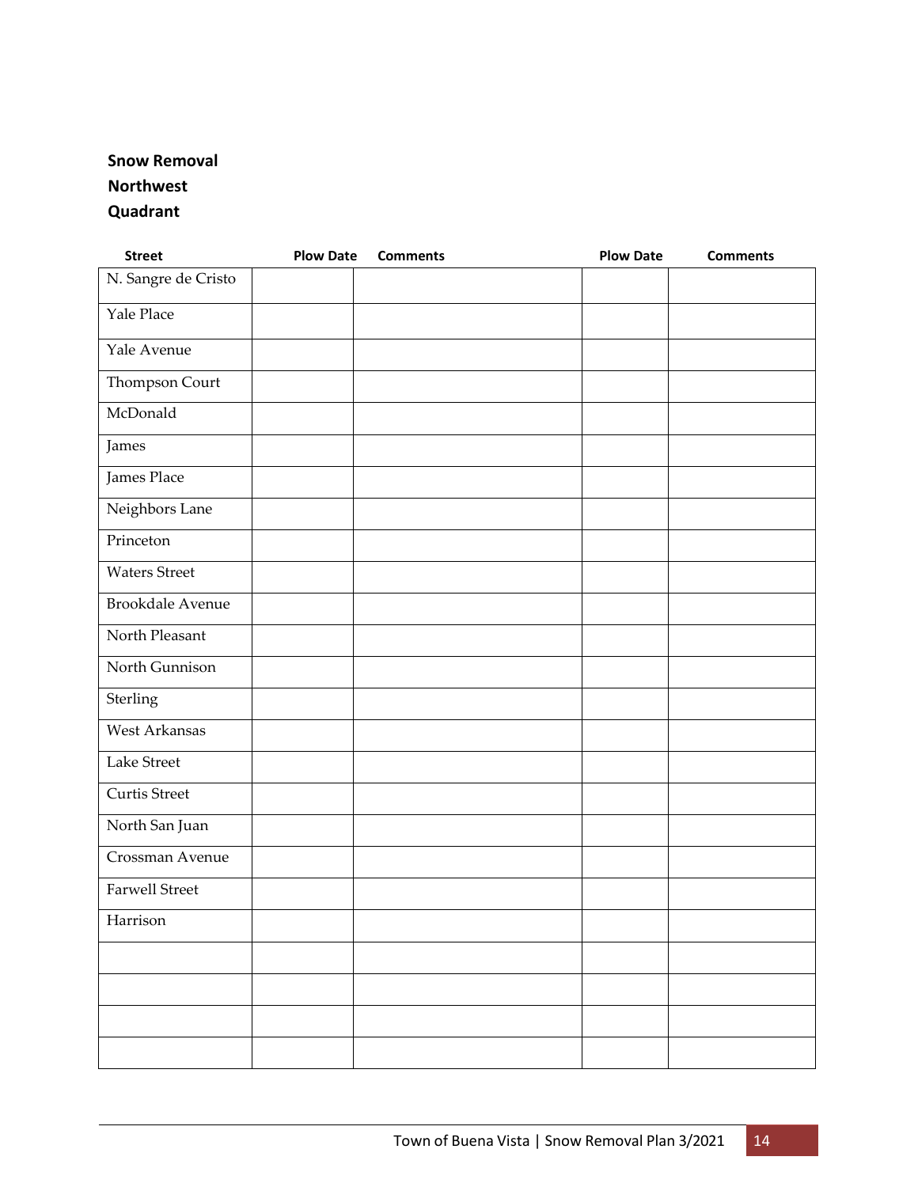**Snow Removal**
**Northwest**
**Quadrant**

| Street | Plow Date | Comments | Plow Date | Comments |
|---|---|---|---|---|
| N. Sangre de Cristo | | | | |
| Yale Place | | | | |
| Yale Avenue | | | | |
| Thompson Court | | | | |
| McDonald | | | | |
| James | | | | |
| James Place | | | | |
| Neighbors Lane | | | | |
| Princeton | | | | |
| Waters Street | | | | |
| Brookdale Avenue | | | | |
| North Pleasant | | | | |
| North Gunnison | | | | |
| Sterling | | | | |
| West Arkansas | | | | |
| Lake Street | | | | |
| Curtis Street | | | | |
| North San Juan | | | | |
| Crossman Avenue | | | | |
| Farwell Street | | | | |
| Harrison | | | | |
| | | | | |
| | | | | |
| | | | | |
| | | | | |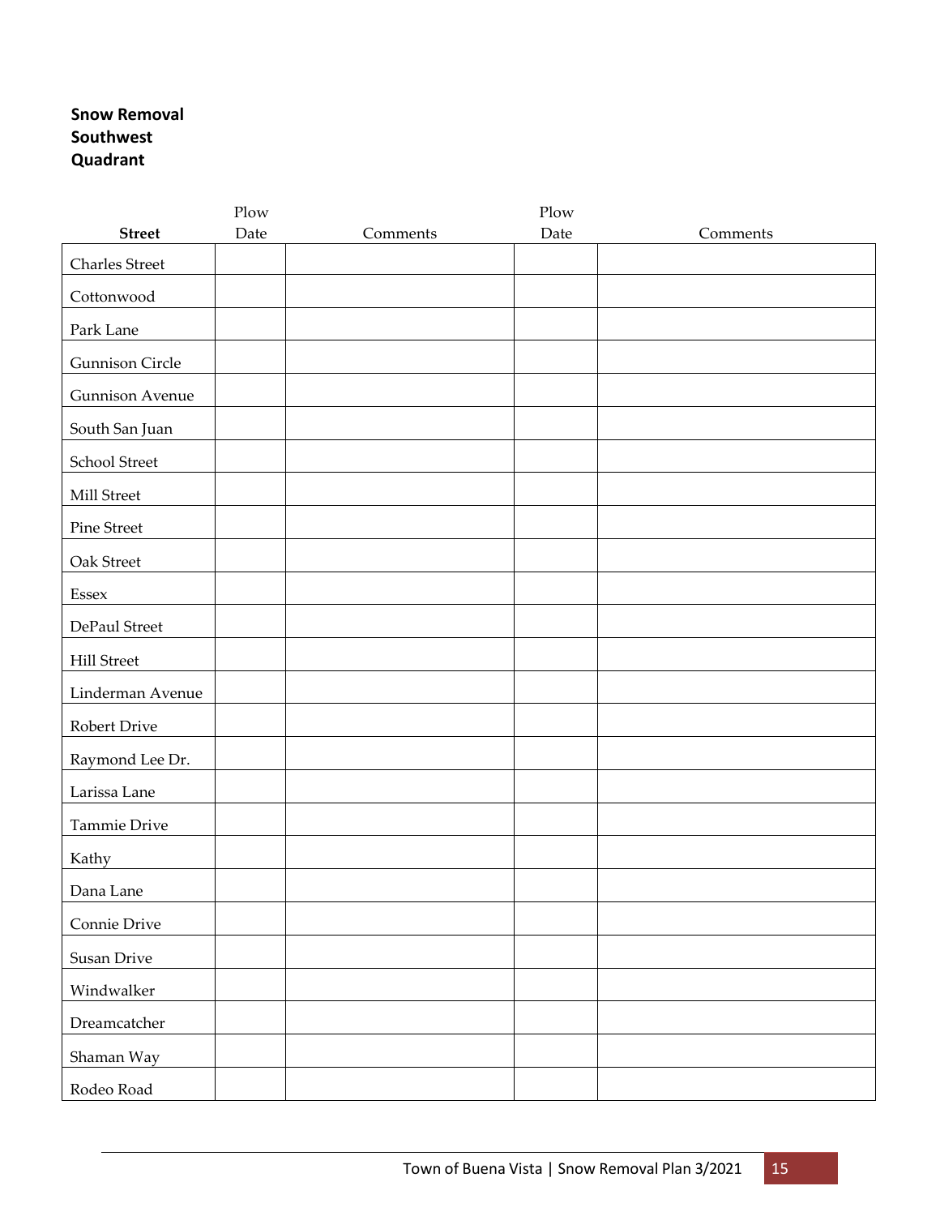**Snow Removal Southwest Quadrant**

| Street | Plow Date | Comments | Plow Date | Comments |
|---|---|---|---|---|
| Charles Street | | | | |
| Cottonwood | | | | |
| Park Lane | | | | |
| Gunnison Circle | | | | |
| Gunnison Avenue | | | | |
| South San Juan | | | | |
| School Street | | | | |
| Mill Street | | | | |
| Pine Street | | | | |
| Oak Street | | | | |
| Essex | | | | |
| DePaul Street | | | | |
| Hill Street | | | | |
| Linderman Avenue | | | | |
| Robert Drive | | | | |
| Raymond Lee Dr. | | | | |
| Larissa Lane | | | | |
| Tammie Drive | | | | |
| Kathy | | | | |
| Dana Lane | | | | |
| Connie Drive | | | | |
| Susan Drive | | | | |
| Windwalker | | | | |
| Dreamcatcher | | | | |
| Shaman Way | | | | |
| Rodeo Road | | | | |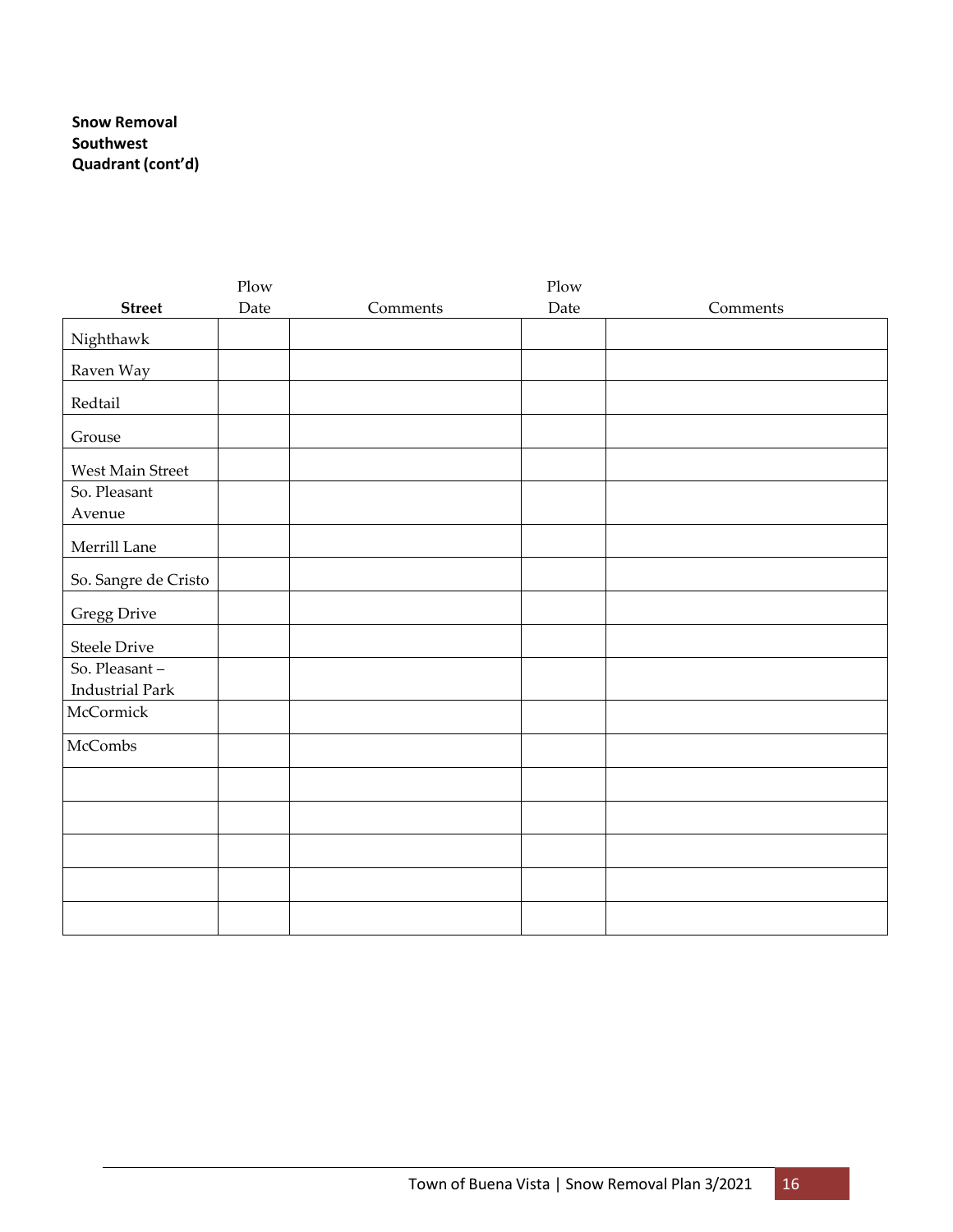**Snow Removal Southwest Quadrant (cont'd)**

| Street | Plow Date | Comments | Plow Date | Comments |
|---|---|---|---|---|
| Nighthawk | | | | |
| Raven Way | | | | |
| Redtail | | | | |
| Grouse | | | | |
| West Main Street | | | | |
| So. Pleasant Avenue | | | | |
| Merrill Lane | | | | |
| So. Sangre de Cristo | | | | |
| Gregg Drive | | | | |
| Steele Drive | | | | |
| So. Pleasant – Industrial Park | | | | |
| McCormick | | | | |
| McCombs | | | | |
| | | | | |
| | | | | |
| | | | | |
| | | | | |
| | | | | |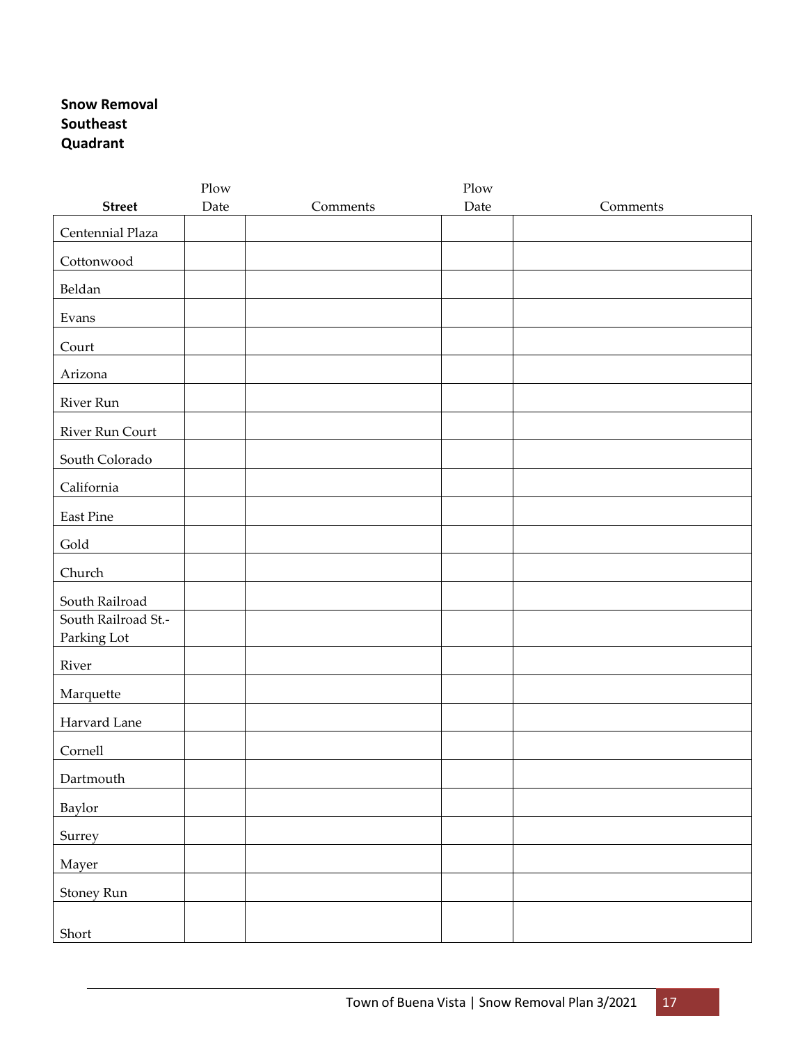**Snow Removal Southeast Quadrant**

| Street | Plow Date | Comments | Plow Date | Comments |
|---|---|---|---|---|
| Centennial Plaza | | | | |
| Cottonwood | | | | |
| Beldan | | | | |
| Evans | | | | |
| Court | | | | |
| Arizona | | | | |
| River Run | | | | |
| River Run Court | | | | |
| South Colorado | | | | |
| California | | | | |
| East Pine | | | | |
| Gold | | | | |
| Church | | | | |
| South Railroad | | | | |
| South Railroad St.- Parking Lot | | | | |
| River | | | | |
| Marquette | | | | |
| Harvard Lane | | | | |
| Cornell | | | | |
| Dartmouth | | | | |
| Baylor | | | | |
| Surrey | | | | |
| Mayer | | | | |
| Stoney Run | | | | |
| Short | | | | |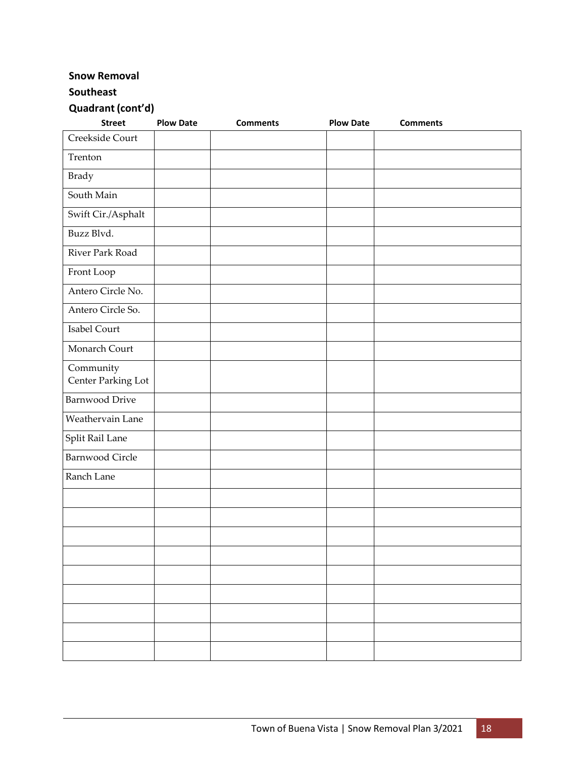**Snow Removal**

**Southeast**

**Quadrant (cont'd)**

| Street | Plow Date | Comments | Plow Date | Comments |
|---|---|---|---|---|
| Creekside Court | | | | |
| Trenton | | | | |
| Brady | | | | |
| South Main | | | | |
| Swift Cir./Asphalt | | | | |
| Buzz Blvd. | | | | |
| River Park Road | | | | |
| Front Loop | | | | |
| Antero Circle No. | | | | |
| Antero Circle So. | | | | |
| Isabel Court | | | | |
| Monarch Court | | | | |
| Community Center Parking Lot | | | | |
| Barnwood Drive | | | | |
| Weathervain Lane | | | | |
| Split Rail Lane | | | | |
| Barnwood Circle | | | | |
| Ranch Lane | | | | |
| | | | | |
| | | | | |
| | | | | |
| | | | | |
| | | | | |
| | | | | |
| | | | | |
| | | | | |
| | | | | |